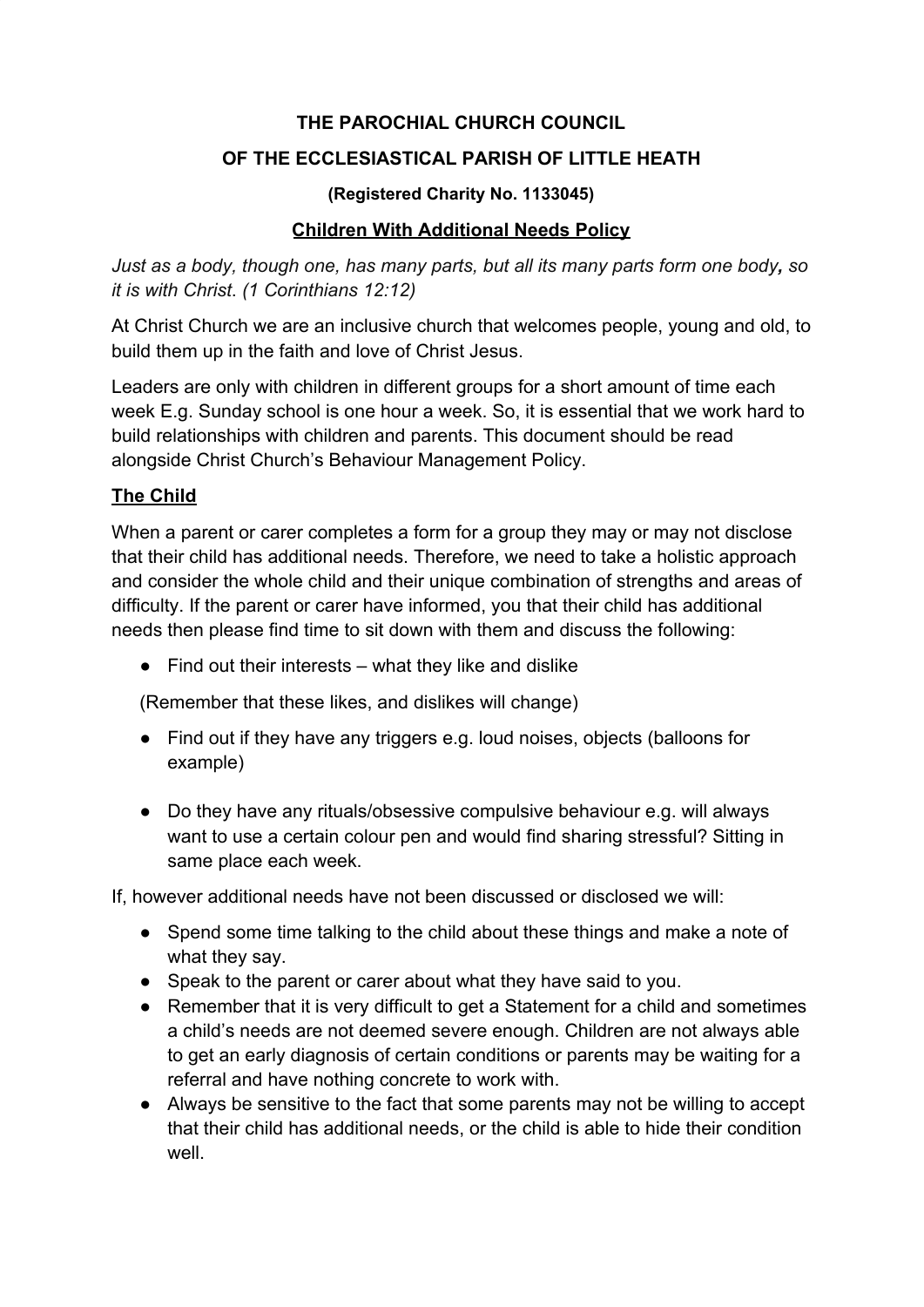**THE PAROCHIAL CHURCH COUNCIL**

**OF THE ECCLESIASTICAL PARISH OF LITTLE HEATH**

**(Registered Charity No. 1133045)**

# Children With Additional Needs Policy

*Just as a body, though one, has many parts, but all its many parts form one body, so it is with Christ. (1 Corinthians 12:12)*

At Christ Church we are an inclusive church that welcomes people, young and old, to build them up in the faith and love of Christ Jesus.

Leaders are only with children in different groups for a short amount of time each week E.g. Sunday school is one hour a week. So, it is essential that we work hard to build relationships with children and parents. This document should be read alongside Christ Church's Behaviour Management Policy.

## The Child

When a parent or carer completes a form for a group they may or may not disclose that their child has additional needs. Therefore, we need to take a holistic approach and consider the whole child and their unique combination of strengths and areas of difficulty. If the parent or carer have informed, you that their child has additional needs then please find time to sit down with them and discuss the following:

- Find out their interests – what they like and dislike

(Remember that these likes, and dislikes will change)

- Find out if they have any triggers e.g. loud noises, objects (balloons for example)
- Do they have any rituals/obsessive compulsive behaviour e.g. will always want to use a certain colour pen and would find sharing stressful? Sitting in same place each week.

If, however additional needs have not been discussed or disclosed we will:

- Spend some time talking to the child about these things and make a note of what they say.
- Speak to the parent or carer about what they have said to you.
- Remember that it is very difficult to get a Statement for a child and sometimes a child's needs are not deemed severe enough. Children are not always able to get an early diagnosis of certain conditions or parents may be waiting for a referral and have nothing concrete to work with.
- Always be sensitive to the fact that some parents may not be willing to accept that their child has additional needs, or the child is able to hide their condition well.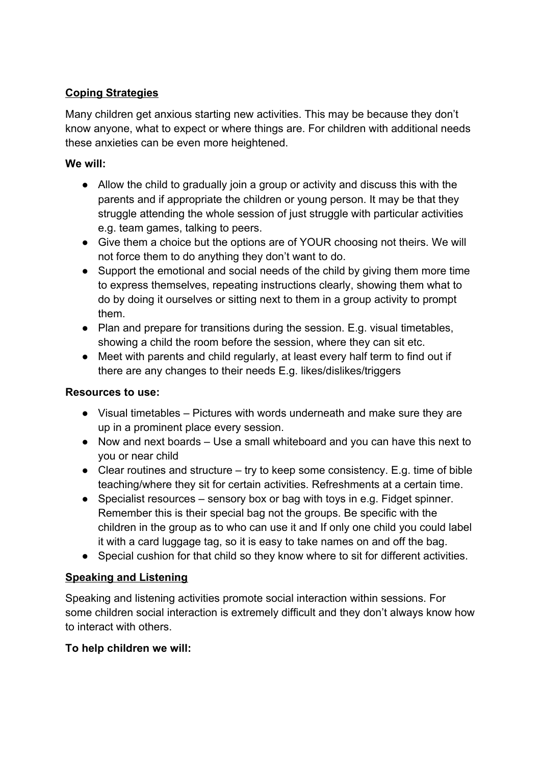## Coping Strategies

Many children get anxious starting new activities. This may be because they don't know anyone, what to expect or where things are. For children with additional needs these anxieties can be even more heightened.

**We will:**

- Allow the child to gradually join a group or activity and discuss this with the parents and if appropriate the children or young person. It may be that they struggle attending the whole session of just struggle with particular activities e.g. team games, talking to peers.
- Give them a choice but the options are of YOUR choosing not theirs. We will not force them to do anything they don't want to do.
- Support the emotional and social needs of the child by giving them more time to express themselves, repeating instructions clearly, showing them what to do by doing it ourselves or sitting next to them in a group activity to prompt them.
- Plan and prepare for transitions during the session. E.g. visual timetables, showing a child the room before the session, where they can sit etc.
- Meet with parents and child regularly, at least every half term to find out if there are any changes to their needs E.g. likes/dislikes/triggers

**Resources to use:**

- Visual timetables – Pictures with words underneath and make sure they are up in a prominent place every session.
- Now and next boards – Use a small whiteboard and you can have this next to you or near child
- Clear routines and structure – try to keep some consistency. E.g. time of bible teaching/where they sit for certain activities. Refreshments at a certain time.
- Specialist resources – sensory box or bag with toys in e.g. Fidget spinner. Remember this is their special bag not the groups. Be specific with the children in the group as to who can use it and If only one child you could label it with a card luggage tag, so it is easy to take names on and off the bag.
- Special cushion for that child so they know where to sit for different activities.

## Speaking and Listening

Speaking and listening activities promote social interaction within sessions. For some children social interaction is extremely difficult and they don't always know how to interact with others.

**To help children we will:**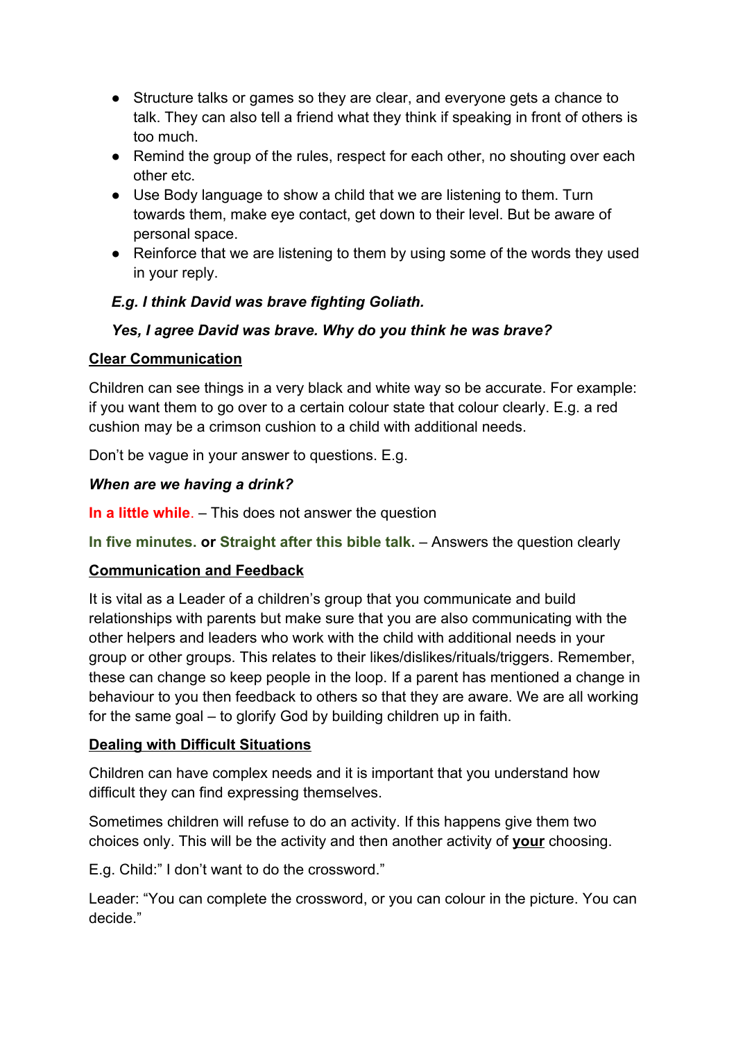- Structure talks or games so they are clear, and everyone gets a chance to talk. They can also tell a friend what they think if speaking in front of others is too much.
- Remind the group of the rules, respect for each other, no shouting over each other etc.
- Use Body language to show a child that we are listening to them. Turn towards them, make eye contact, get down to their level. But be aware of personal space.
- Reinforce that we are listening to them by using some of the words they used in your reply.

***E.g. I think David was brave fighting Goliath.***

***Yes, I agree David was brave. Why do you think he was brave?***

## Clear Communication

Children can see things in a very black and white way so be accurate. For example: if you want them to go over to a certain colour state that colour clearly. E.g. a red cushion may be a crimson cushion to a child with additional needs.

Don't be vague in your answer to questions. E.g.

***When are we having a drink?***

**In a little while**. – This does not answer the question

**In five minutes. or Straight after this bible talk.** – Answers the question clearly

## Communication and Feedback

It is vital as a Leader of a children's group that you communicate and build relationships with parents but make sure that you are also communicating with the other helpers and leaders who work with the child with additional needs in your group or other groups. This relates to their likes/dislikes/rituals/triggers. Remember, these can change so keep people in the loop. If a parent has mentioned a change in behaviour to you then feedback to others so that they are aware. We are all working for the same goal – to glorify God by building children up in faith.

## Dealing with Difficult Situations

Children can have complex needs and it is important that you understand how difficult they can find expressing themselves.

Sometimes children will refuse to do an activity. If this happens give them two choices only. This will be the activity and then another activity of **your** choosing.

E.g. Child:" I don't want to do the crossword."

Leader: "You can complete the crossword, or you can colour in the picture. You can decide."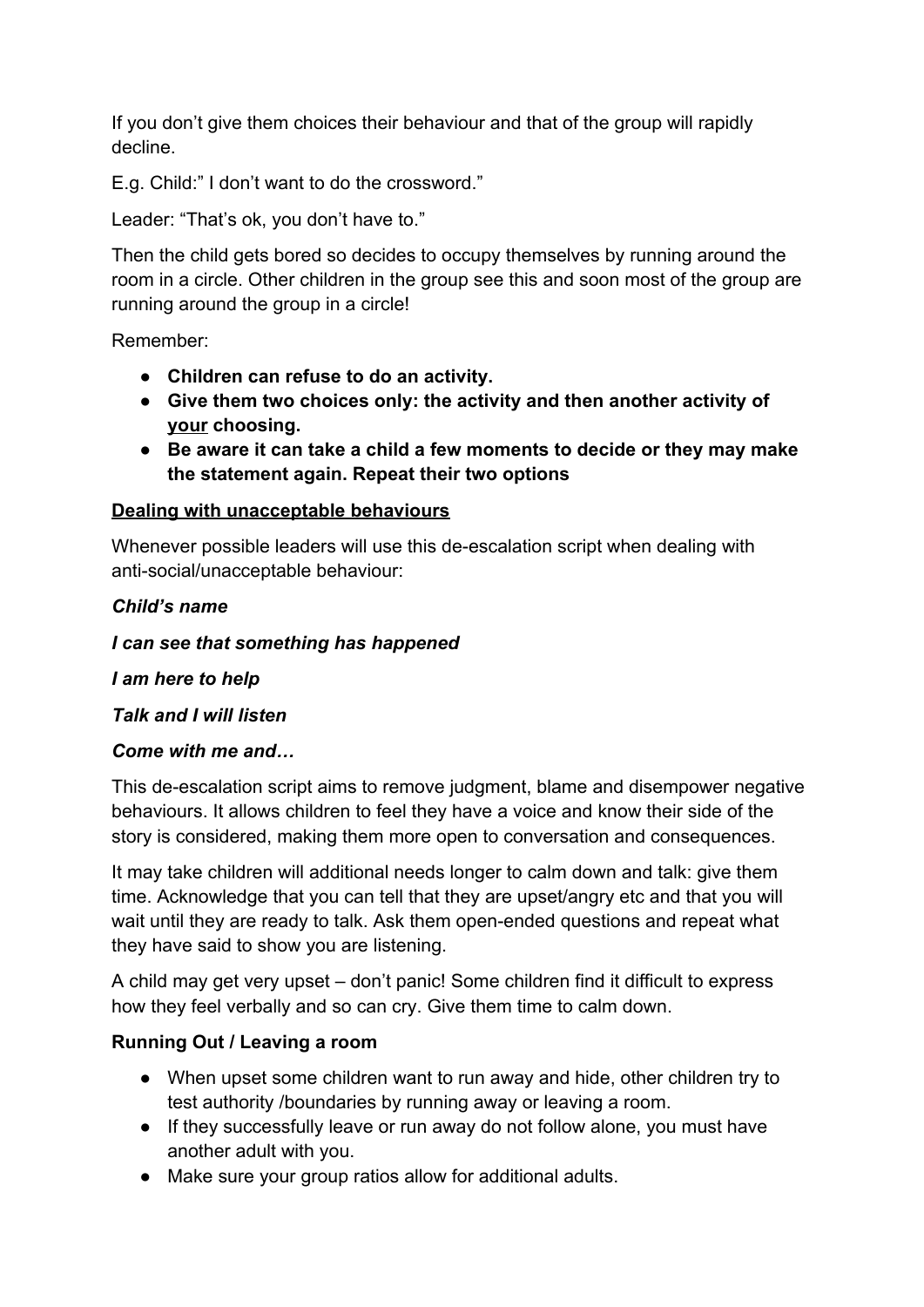If you don't give them choices their behaviour and that of the group will rapidly decline.

E.g. Child:" I don't want to do the crossword."

Leader: "That's ok, you don't have to."

Then the child gets bored so decides to occupy themselves by running around the room in a circle. Other children in the group see this and soon most of the group are running around the group in a circle!

Remember:

- **Children can refuse to do an activity.**
- **Give them two choices only: the activity and then another activity of <u>your</u> choosing.**
- **Be aware it can take a child a few moments to decide or they may make the statement again. Repeat their two options**

**<u>Dealing with unacceptable behaviours</u>**

Whenever possible leaders will use this de-escalation script when dealing with anti-social/unacceptable behaviour:

***Child's name***

***I can see that something has happened***

***I am here to help***

***Talk and I will listen***

***Come with me and…***

This de-escalation script aims to remove judgment, blame and disempower negative behaviours. It allows children to feel they have a voice and know their side of the story is considered, making them more open to conversation and consequences.

It may take children will additional needs longer to calm down and talk: give them time. Acknowledge that you can tell that they are upset/angry etc and that you will wait until they are ready to talk. Ask them open-ended questions and repeat what they have said to show you are listening.

A child may get very upset – don't panic! Some children find it difficult to express how they feel verbally and so can cry. Give them time to calm down.

**Running Out / Leaving a room**

- When upset some children want to run away and hide, other children try to test authority /boundaries by running away or leaving a room.
- If they successfully leave or run away do not follow alone, you must have another adult with you.
- Make sure your group ratios allow for additional adults.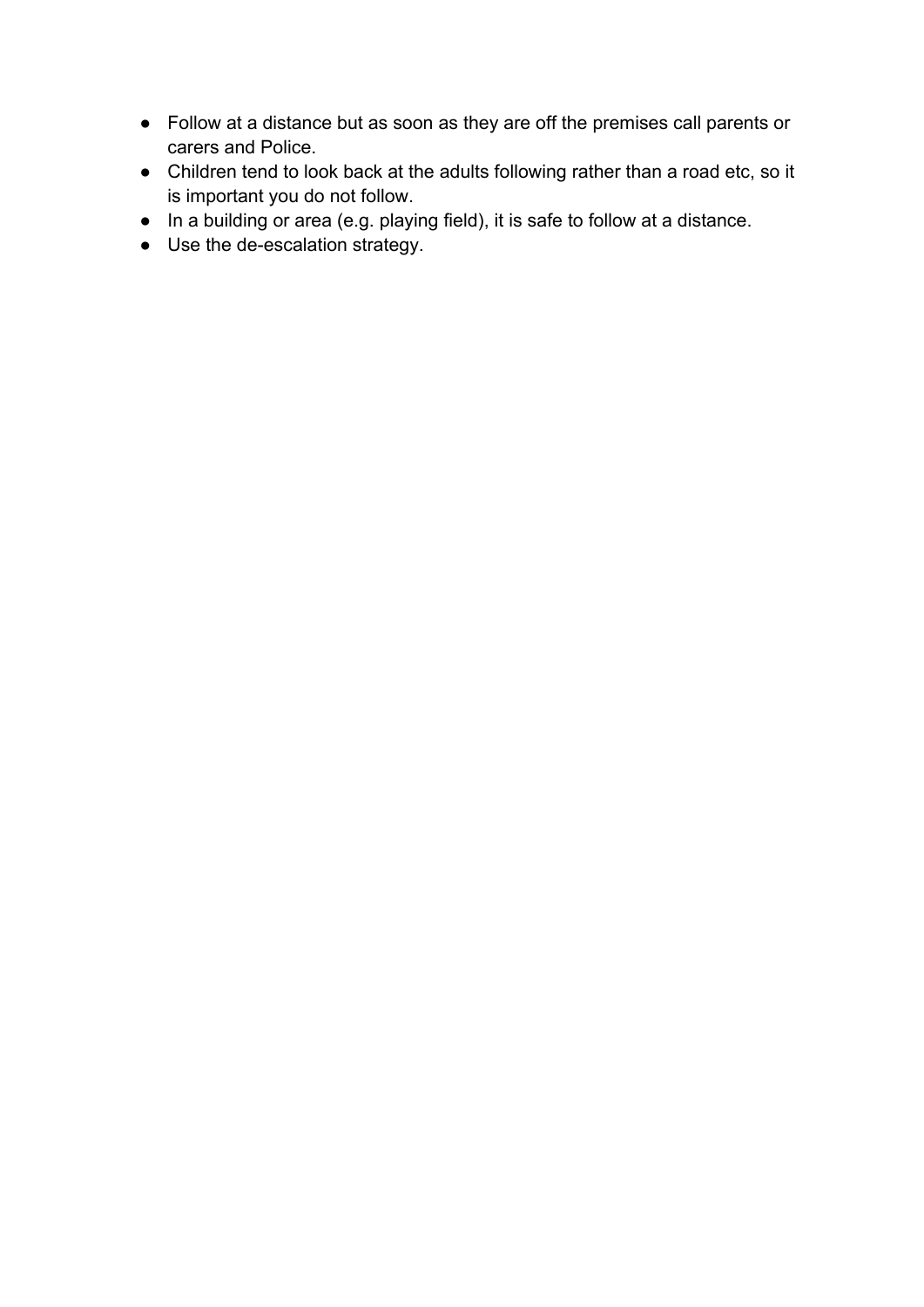- Follow at a distance but as soon as they are off the premises call parents or carers and Police.
- Children tend to look back at the adults following rather than a road etc, so it is important you do not follow.
- In a building or area (e.g. playing field), it is safe to follow at a distance.
- Use the de-escalation strategy.